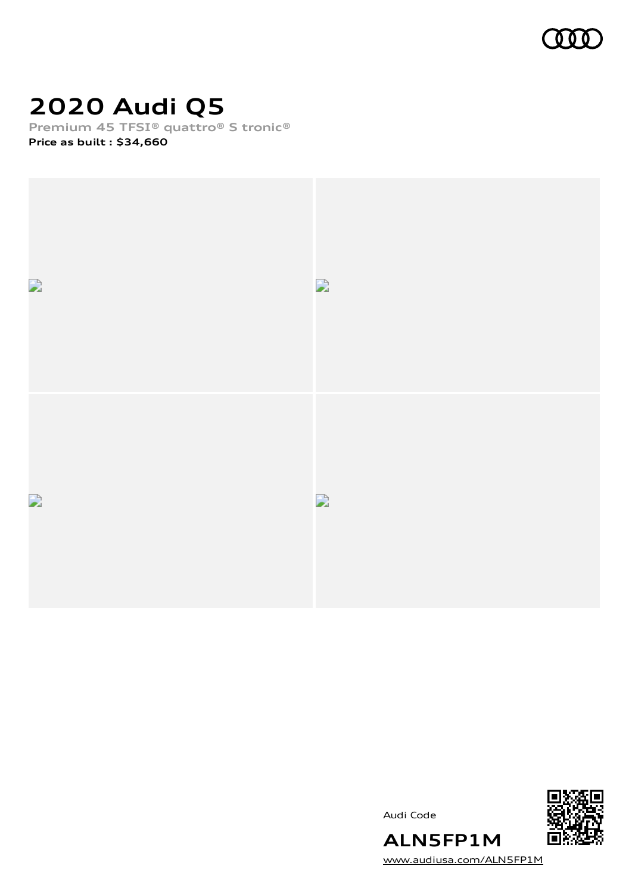# 2020 Audi Q5

**Premium 45 TFSI® quattro® S tronic®**

**Price as built : $34,660**

Audi Code

**ALN5FP1M**

www.audiusa.com/ALN5FP1M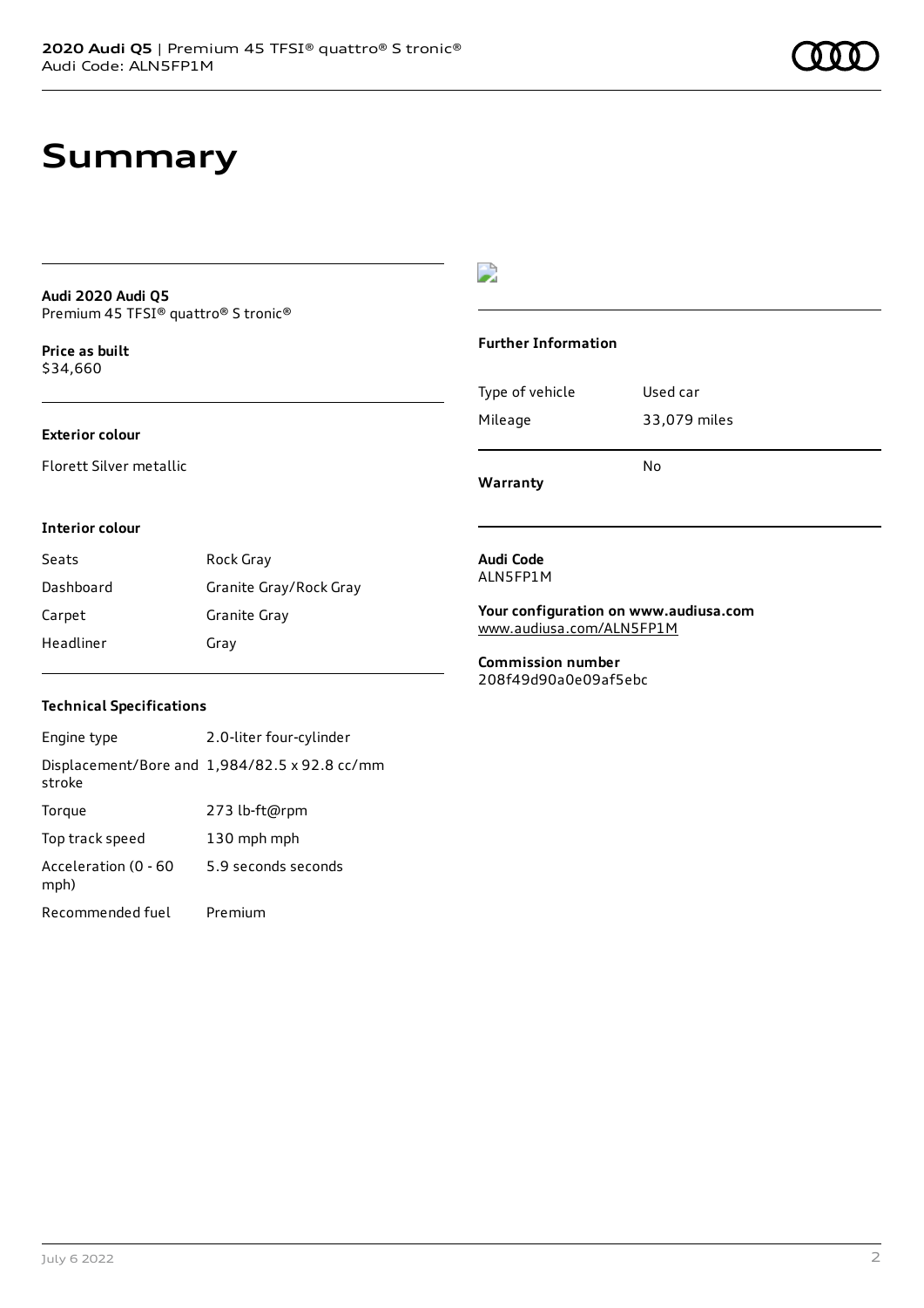# Summary

**Audi 2020 Audi Q5**
Premium 45 TFSI® quattro® S tronic®

**Price as built**
$34,660

**Exterior colour**

Florett Silver metallic

**Interior colour**

| | |
|---|---|
| Seats | Rock Gray |
| Dashboard | Granite Gray/Rock Gray |
| Carpet | Granite Gray |
| Headliner | Gray |

**Technical Specifications**

| | |
|---|---|
| Engine type | 2.0-liter four-cylinder |
| Displacement/Bore and stroke | 1,984/82.5 x 92.8 cc/mm |
| Torque | 273 lb-ft@rpm |
| Top track speed | 130 mph mph |
| Acceleration (0 - 60 mph) | 5.9 seconds seconds |
| Recommended fuel | Premium |

**Further Information**

| | |
|---|---|
| Type of vehicle | Used car |
| Mileage | 33,079 miles |
| **Warranty** | No |

**Audi Code**
ALN5FP1M

**Your configuration on www.audiusa.com**
www.audiusa.com/ALN5FP1M

**Commission number**
208f49d90a0e09af5ebc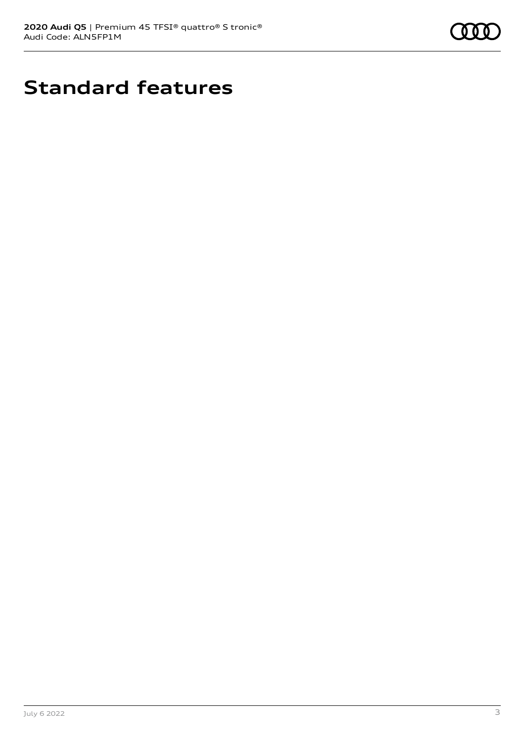# Standard features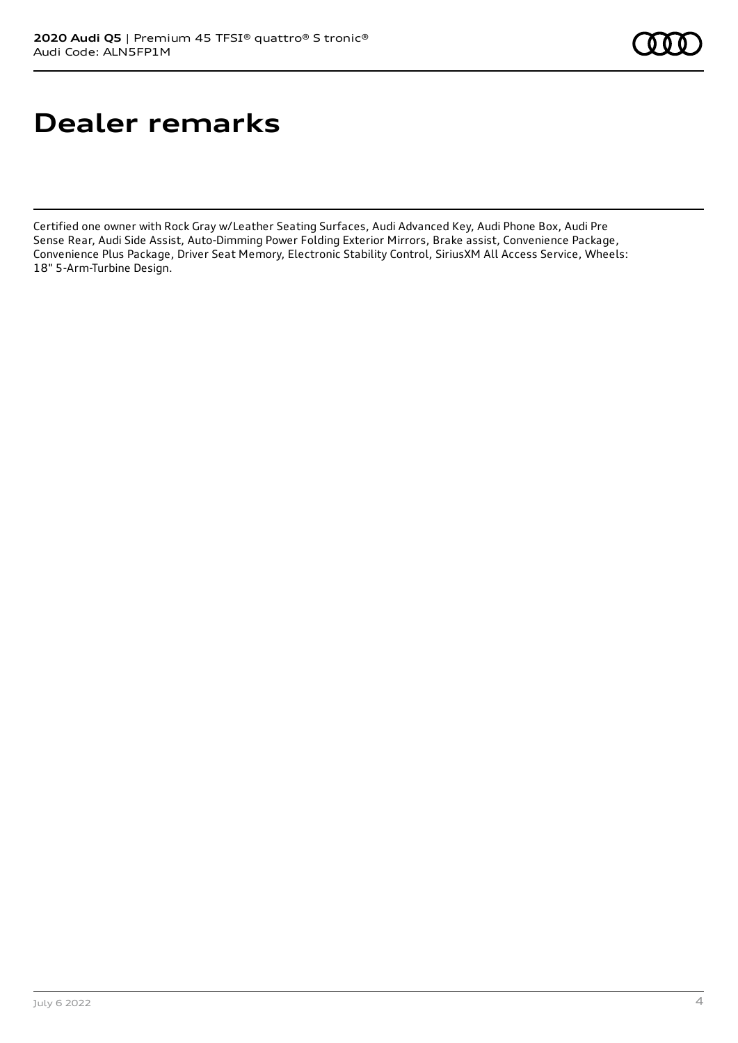# Dealer remarks

Certified one owner with Rock Gray w/Leather Seating Surfaces, Audi Advanced Key, Audi Phone Box, Audi Pre Sense Rear, Audi Side Assist, Auto-Dimming Power Folding Exterior Mirrors, Brake assist, Convenience Package, Convenience Plus Package, Driver Seat Memory, Electronic Stability Control, SiriusXM All Access Service, Wheels: 18" 5-Arm-Turbine Design.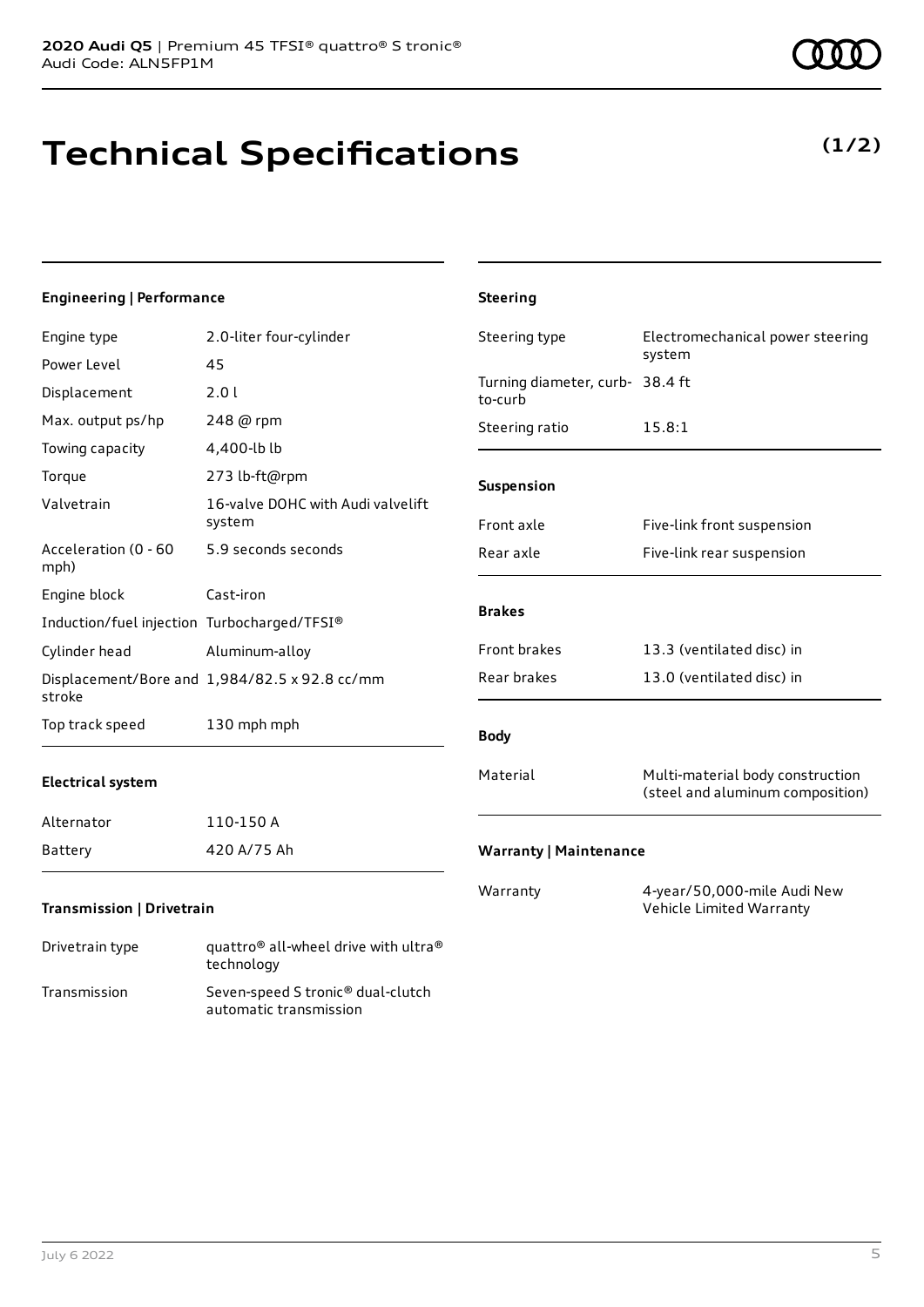**2020 Audi Q5** | Premium 45 TFSI® quattro® S tronic®
Audi Code: ALN5FP1M

# Technical Specifications

**(1/2)**

### Engineering | Performance

| | |
|---|---|
| Engine type | 2.0-liter four-cylinder |
| Power Level | 45 |
| Displacement | 2.0 l |
| Max. output ps/hp | 248 @ rpm |
| Towing capacity | 4,400-lb lb |
| Torque | 273 lb-ft@rpm |
| Valvetrain | 16-valve DOHC with Audi valvelift system |
| Acceleration (0 - 60 mph) | 5.9 seconds seconds |
| Engine block | Cast-iron |
| Induction/fuel injection | Turbocharged/TFSI® |
| Cylinder head | Aluminum-alloy |
| Displacement/Bore and stroke | 1,984/82.5 x 92.8 cc/mm |
| Top track speed | 130 mph mph |

### Electrical system

| | |
|---|---|
| Alternator | 110-150 A |
| Battery | 420 A/75 Ah |

### Transmission | Drivetrain

| | |
|---|---|
| Drivetrain type | quattro® all-wheel drive with ultra® technology |
| Transmission | Seven-speed S tronic® dual-clutch automatic transmission |

### Steering

| | |
|---|---|
| Steering type | Electromechanical power steering system |
| Turning diameter, curb-to-curb | 38.4 ft |
| Steering ratio | 15.8:1 |

### Suspension

| | |
|---|---|
| Front axle | Five-link front suspension |
| Rear axle | Five-link rear suspension |

### Brakes

| | |
|---|---|
| Front brakes | 13.3 (ventilated disc) in |
| Rear brakes | 13.0 (ventilated disc) in |

### Body

| | |
|---|---|
| Material | Multi-material body construction (steel and aluminum composition) |

### Warranty | Maintenance

| | |
|---|---|
| Warranty | 4-year/50,000-mile Audi New Vehicle Limited Warranty |

July 6 2022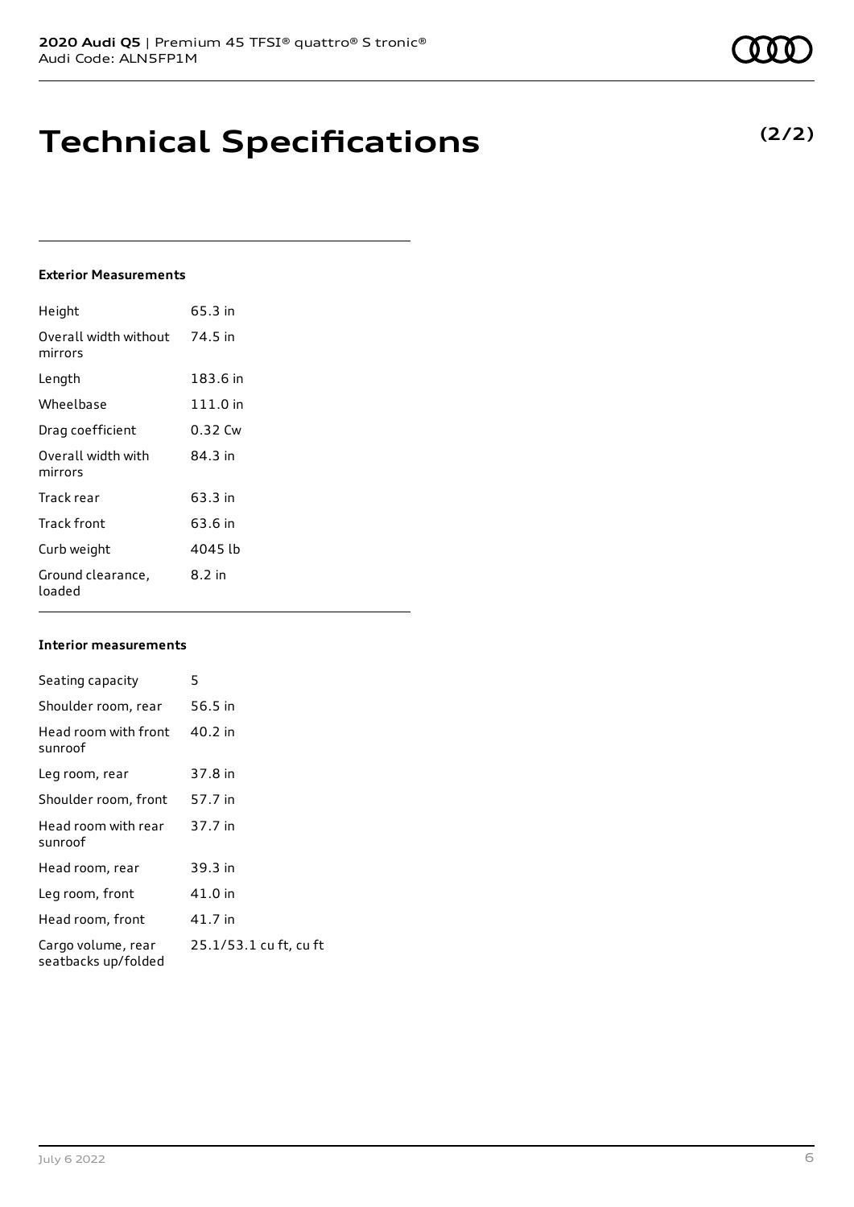# Technical Specifications

**(2/2)**

### Exterior Measurements

| | |
|---|---|
| Height | 65.3 in |
| Overall width without mirrors | 74.5 in |
| Length | 183.6 in |
| Wheelbase | 111.0 in |
| Drag coefficient | 0.32 Cw |
| Overall width with mirrors | 84.3 in |
| Track rear | 63.3 in |
| Track front | 63.6 in |
| Curb weight | 4045 lb |
| Ground clearance, loaded | 8.2 in |

### Interior measurements

| | |
|---|---|
| Seating capacity | 5 |
| Shoulder room, rear | 56.5 in |
| Head room with front sunroof | 40.2 in |
| Leg room, rear | 37.8 in |
| Shoulder room, front | 57.7 in |
| Head room with rear sunroof | 37.7 in |
| Head room, rear | 39.3 in |
| Leg room, front | 41.0 in |
| Head room, front | 41.7 in |
| Cargo volume, rear seatbacks up/folded | 25.1/53.1 cu ft, cu ft |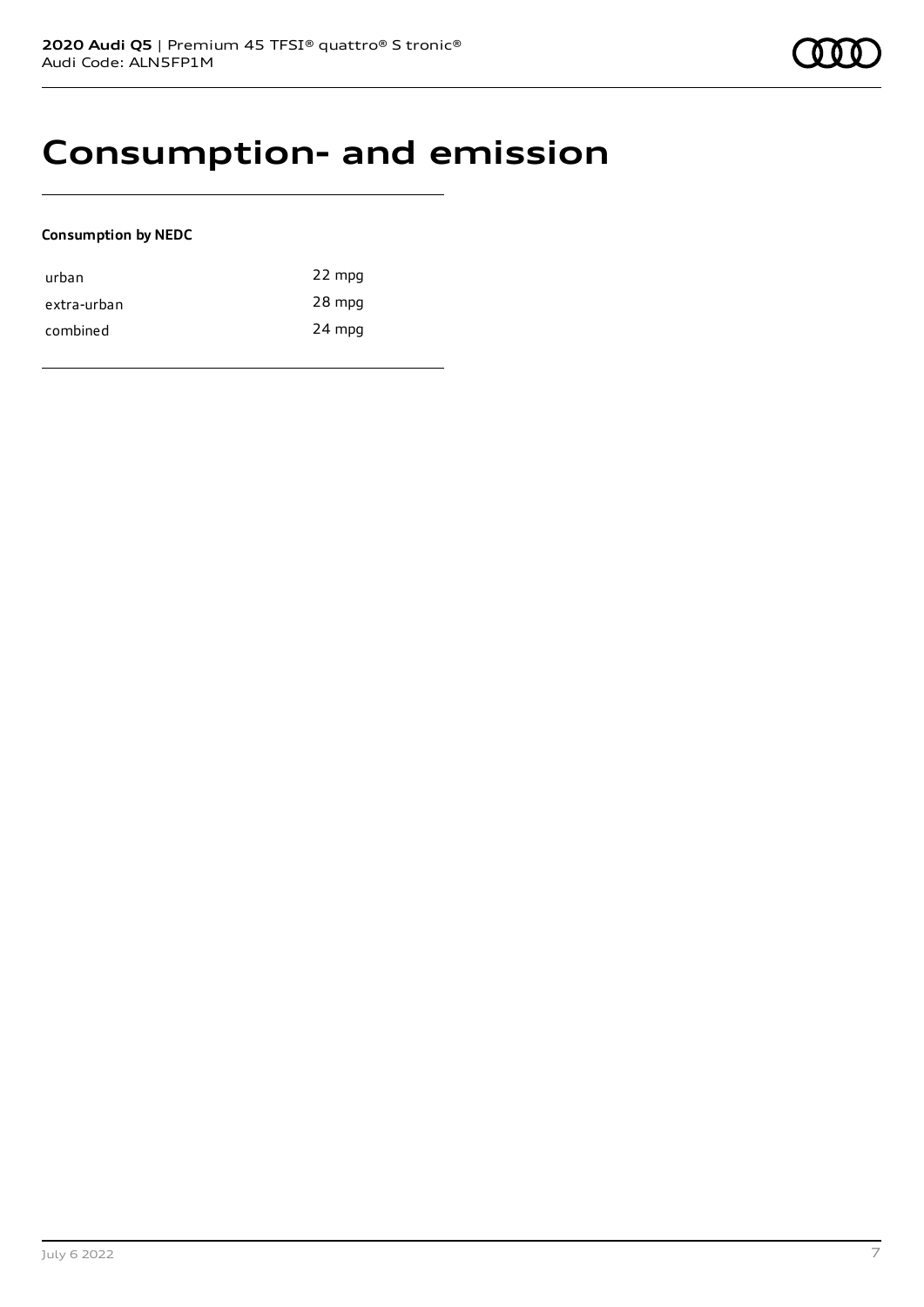# Consumption- and emission

**Consumption by NEDC**

| | |
|---|---|
| urban | 22 mpg |
| extra-urban | 28 mpg |
| combined | 24 mpg |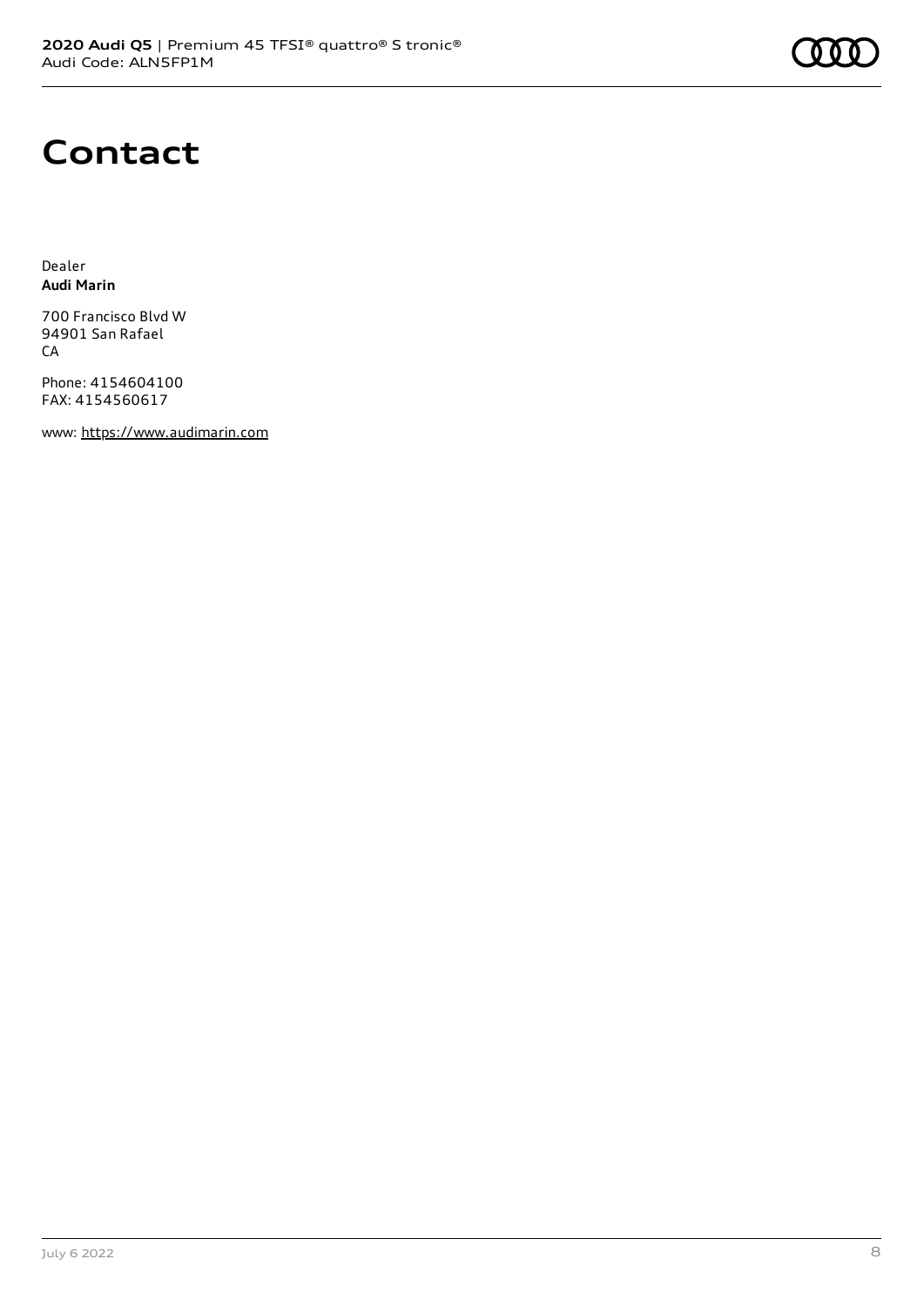# Contact

Dealer
**Audi Marin**

700 Francisco Blvd W
94901 San Rafael
CA

Phone: 4154604100
FAX: 4154560617

www: https://www.audimarin.com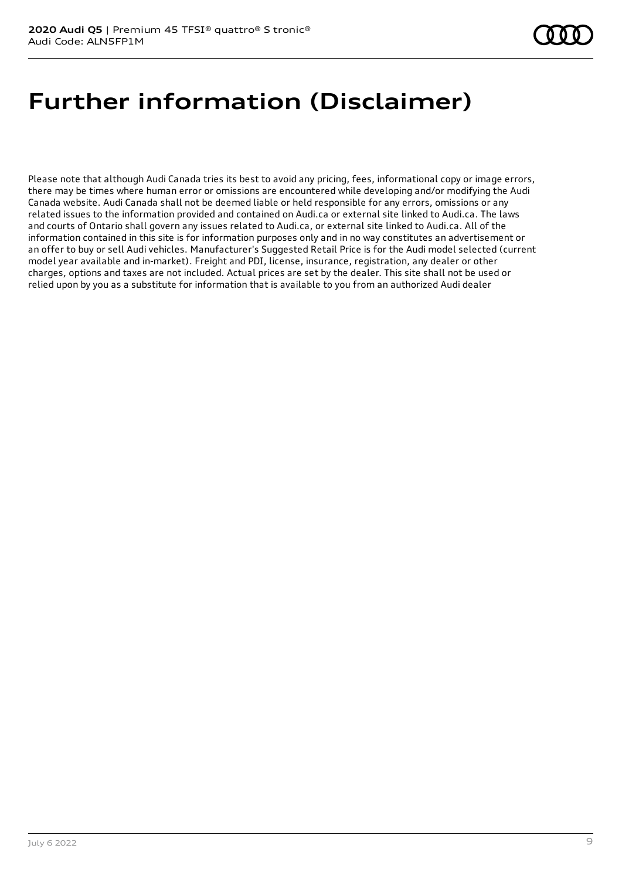# Further information (Disclaimer)

Please note that although Audi Canada tries its best to avoid any pricing, fees, informational copy or image errors, there may be times where human error or omissions are encountered while developing and/or modifying the Audi Canada website. Audi Canada shall not be deemed liable or held responsible for any errors, omissions or any related issues to the information provided and contained on Audi.ca or external site linked to Audi.ca. The laws and courts of Ontario shall govern any issues related to Audi.ca, or external site linked to Audi.ca. All of the information contained in this site is for information purposes only and in no way constitutes an advertisement or an offer to buy or sell Audi vehicles. Manufacturer's Suggested Retail Price is for the Audi model selected (current model year available and in-market). Freight and PDI, license, insurance, registration, any dealer or other charges, options and taxes are not included. Actual prices are set by the dealer. This site shall not be used or relied upon by you as a substitute for information that is available to you from an authorized Audi dealer